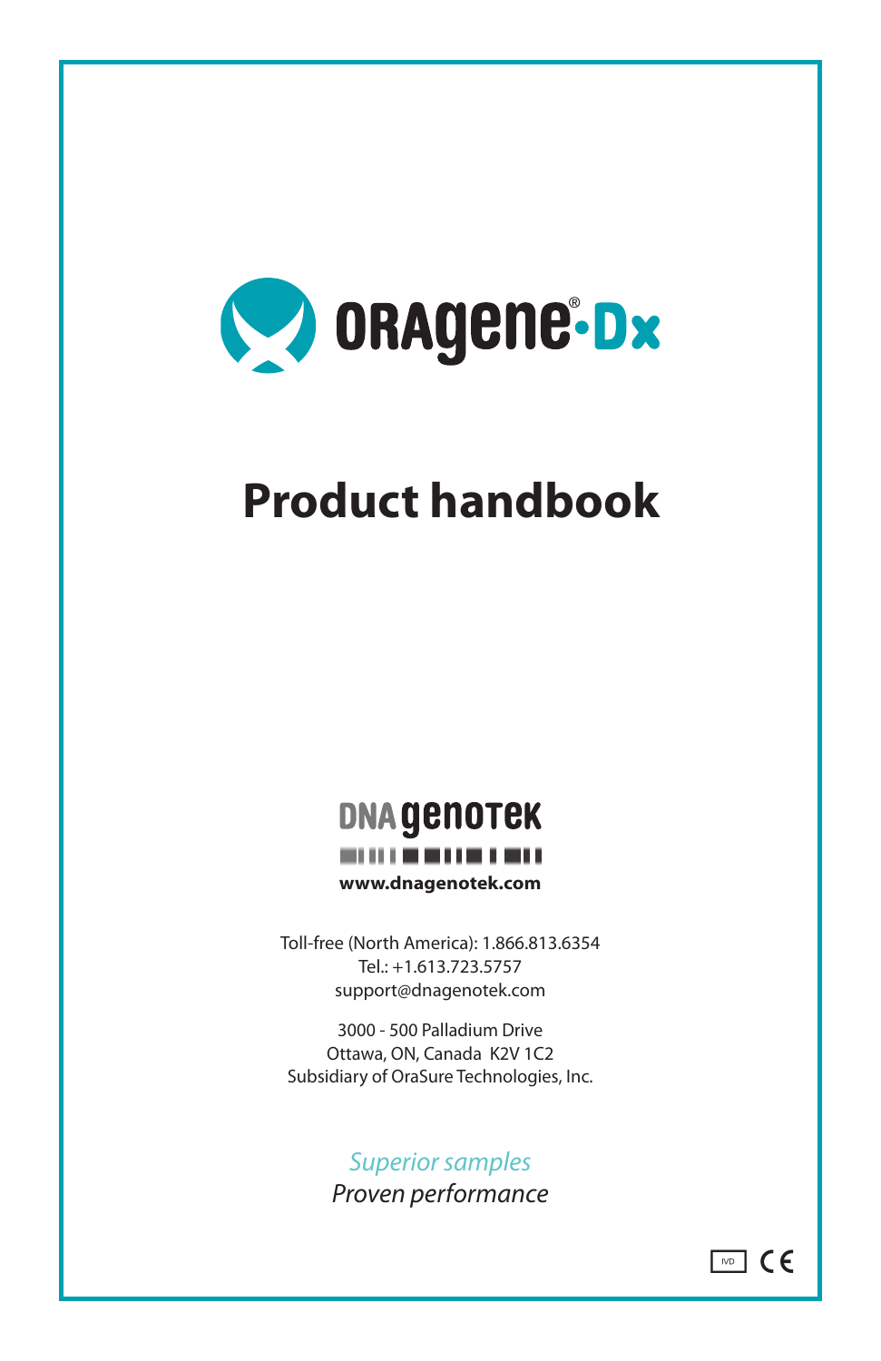# ORAgene®·Dx

# Product handbook

DNA genotek

**www.dnagenotek.com**

Toll-free (North America): 1.866.813.6354
Tel.: +1.613.723.5757
support@dnagenotek.com

3000 - 500 Palladium Drive
Ottawa, ON, Canada K2V 1C2
Subsidiary of OraSure Technologies, Inc.

*Superior samples*
*Proven performance*

IVD CE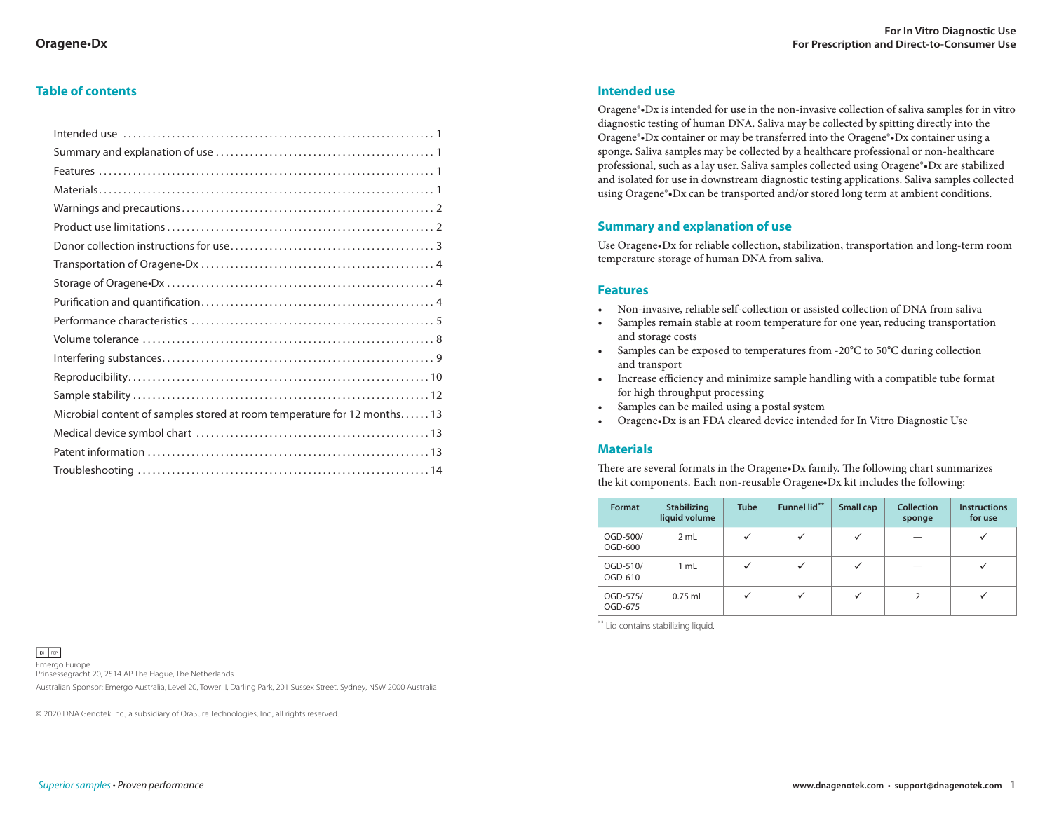Oragene•Dx

For In Vitro Diagnostic Use
For Prescription and Direct-to-Consumer Use

## Table of contents

Intended use ........ 1
Summary and explanation of use ........ 1
Features ........ 1
Materials ........ 1
Warnings and precautions ........ 2
Product use limitations ........ 2
Donor collection instructions for use ........ 3
Transportation of Oragene•Dx ........ 4
Storage of Oragene•Dx ........ 4
Purification and quantification ........ 4
Performance characteristics ........ 5
Volume tolerance ........ 8
Interfering substances ........ 9
Reproducibility ........ 10
Sample stability ........ 12
Microbial content of samples stored at room temperature for 12 months ........ 13
Medical device symbol chart ........ 13
Patent information ........ 13
Troubleshooting ........ 14

EC REP
Emergo Europe
Prinsessegracht 20, 2514 AP The Hague, The Netherlands

Australian Sponsor: Emergo Australia, Level 20, Tower II, Darling Park, 201 Sussex Street, Sydney, NSW 2000 Australia

© 2020 DNA Genotek Inc., a subsidiary of OraSure Technologies, Inc., all rights reserved.

## Intended use

Oragene®•Dx is intended for use in the non-invasive collection of saliva samples for in vitro diagnostic testing of human DNA. Saliva may be collected by spitting directly into the Oragene®•Dx container or may be transferred into the Oragene®•Dx container using a sponge. Saliva samples may be collected by a healthcare professional or non-healthcare professional, such as a lay user. Saliva samples collected using Oragene®•Dx are stabilized and isolated for use in downstream diagnostic testing applications. Saliva samples collected using Oragene®•Dx can be transported and/or stored long term at ambient conditions.

## Summary and explanation of use

Use Oragene•Dx for reliable collection, stabilization, transportation and long-term room temperature storage of human DNA from saliva.

## Features

- Non-invasive, reliable self-collection or assisted collection of DNA from saliva
- Samples remain stable at room temperature for one year, reducing transportation and storage costs
- Samples can be exposed to temperatures from -20°C to 50°C during collection and transport
- Increase efficiency and minimize sample handling with a compatible tube format for high throughput processing
- Samples can be mailed using a postal system
- Oragene•Dx is an FDA cleared device intended for In Vitro Diagnostic Use

## Materials

There are several formats in the Oragene•Dx family. The following chart summarizes the kit components. Each non-reusable Oragene•Dx kit includes the following:

| Format | Stabilizing liquid volume | Tube | Funnel lid** | Small cap | Collection sponge | Instructions for use |
|---|---|---|---|---|---|---|
| OGD-500/ OGD-600 | 2 mL | ✓ | ✓ | ✓ | — | ✓ |
| OGD-510/ OGD-610 | 1 mL | ✓ | ✓ | ✓ | — | ✓ |
| OGD-575/ OGD-675 | 0.75 mL | ✓ | ✓ | ✓ | 2 | ✓ |

** Lid contains stabilizing liquid.

*Superior samples* • *Proven performance*

www.dnagenotek.com • support@dnagenotek.com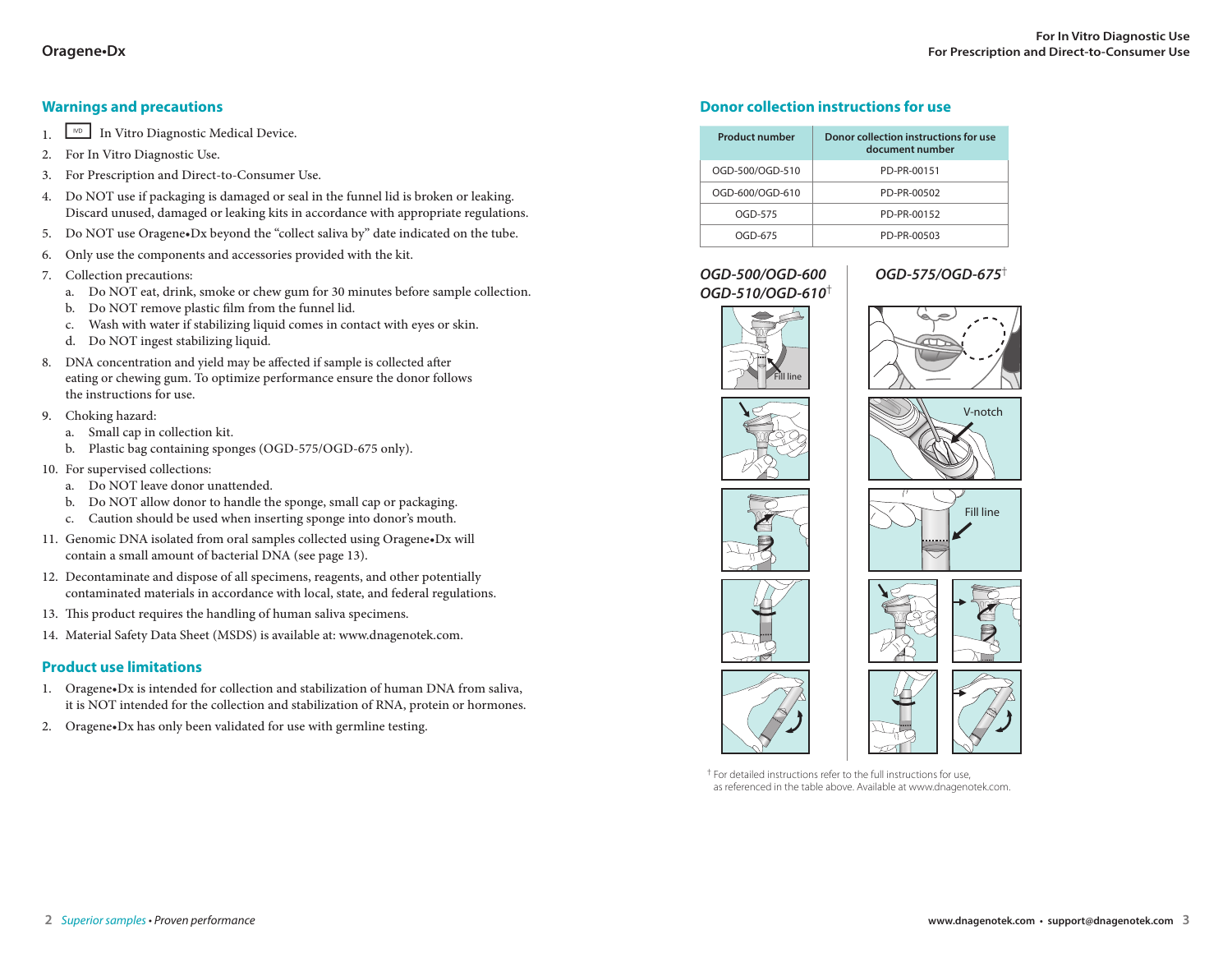## Warnings and precautions

1. IVD In Vitro Diagnostic Medical Device.
2. For In Vitro Diagnostic Use.
3. For Prescription and Direct-to-Consumer Use.
4. Do NOT use if packaging is damaged or seal in the funnel lid is broken or leaking. Discard unused, damaged or leaking kits in accordance with appropriate regulations.
5. Do NOT use Oragene•Dx beyond the "collect saliva by" date indicated on the tube.
6. Only use the components and accessories provided with the kit.
7. Collection precautions:
   a. Do NOT eat, drink, smoke or chew gum for 30 minutes before sample collection.
   b. Do NOT remove plastic film from the funnel lid.
   c. Wash with water if stabilizing liquid comes in contact with eyes or skin.
   d. Do NOT ingest stabilizing liquid.
8. DNA concentration and yield may be affected if sample is collected after eating or chewing gum. To optimize performance ensure the donor follows the instructions for use.
9. Choking hazard:
   a. Small cap in collection kit.
   b. Plastic bag containing sponges (OGD-575/OGD-675 only).
10. For supervised collections:
    a. Do NOT leave donor unattended.
    b. Do NOT allow donor to handle the sponge, small cap or packaging.
    c. Caution should be used when inserting sponge into donor's mouth.
11. Genomic DNA isolated from oral samples collected using Oragene•Dx will contain a small amount of bacterial DNA (see page 13).
12. Decontaminate and dispose of all specimens, reagents, and other potentially contaminated materials in accordance with local, state, and federal regulations.
13. This product requires the handling of human saliva specimens.
14. Material Safety Data Sheet (MSDS) is available at: www.dnagenotek.com.

## Product use limitations

1. Oragene•Dx is intended for collection and stabilization of human DNA from saliva, it is NOT intended for the collection and stabilization of RNA, protein or hormones.
2. Oragene•Dx has only been validated for use with germline testing.

## Donor collection instructions for use

| Product number | Donor collection instructions for use document number |
|---|---|
| OGD-500/OGD-510 | PD-PR-00151 |
| OGD-600/OGD-610 | PD-PR-00502 |
| OGD-575 | PD-PR-00152 |
| OGD-675 | PD-PR-00503 |

*OGD-500/OGD-600*
*OGD-510/OGD-610*†

Fill line

*OGD-575/OGD-675*†

V-notch

Fill line

† For detailed instructions refer to the full instructions for use, as referenced in the table above. Available at www.dnagenotek.com.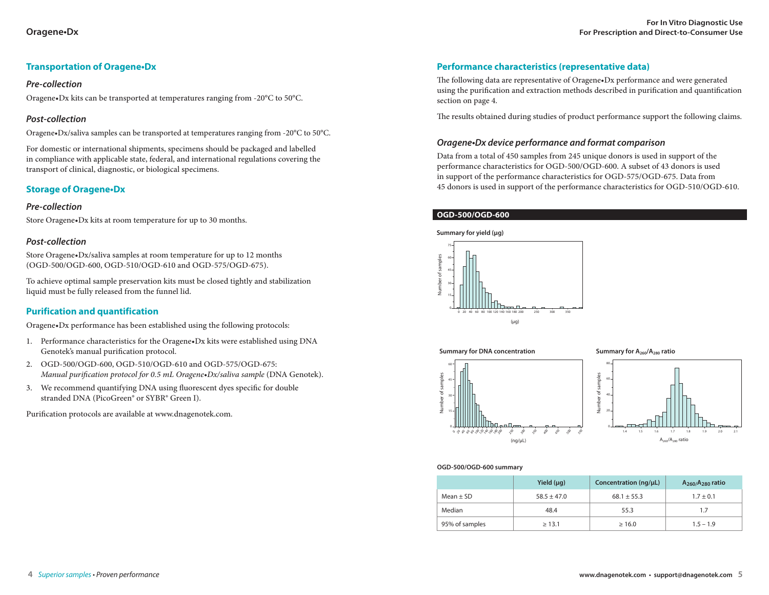## Transportation of Oragene•Dx

### Pre-collection

Oragene•Dx kits can be transported at temperatures ranging from -20°C to 50°C.

### Post-collection

Oragene•Dx/saliva samples can be transported at temperatures ranging from -20°C to 50°C.

For domestic or international shipments, specimens should be packaged and labelled in compliance with applicable state, federal, and international regulations covering the transport of clinical, diagnostic, or biological specimens.

## Storage of Oragene•Dx

### Pre-collection

Store Oragene•Dx kits at room temperature for up to 30 months.

### Post-collection

Store Oragene•Dx/saliva samples at room temperature for up to 12 months (OGD-500/OGD-600, OGD-510/OGD-610 and OGD-575/OGD-675).

To achieve optimal sample preservation kits must be closed tightly and stabilization liquid must be fully released from the funnel lid.

## Purification and quantification

Oragene•Dx performance has been established using the following protocols:

1. Performance characteristics for the Oragene•Dx kits were established using DNA Genotek's manual purification protocol.
2. OGD-500/OGD-600, OGD-510/OGD-610 and OGD-575/OGD-675: *Manual purification protocol for 0.5 mL Oragene•Dx/saliva sample* (DNA Genotek).
3. We recommend quantifying DNA using fluorescent dyes specific for double stranded DNA (PicoGreen® or SYBR® Green I).

Purification protocols are available at www.dnagenotek.com.

## Performance characteristics (representative data)

The following data are representative of Oragene•Dx performance and were generated using the purification and extraction methods described in purification and quantification section on page 4.

The results obtained during studies of product performance support the following claims.

### Oragene•Dx device performance and format comparison

Data from a total of 450 samples from 245 unique donors is used in support of the performance characteristics for OGD-500/OGD-600. A subset of 43 donors is used in support of the performance characteristics for OGD-575/OGD-675. Data from 45 donors is used in support of the performance characteristics for OGD-510/OGD-610.

#### OGD-500/OGD-600

**Summary for yield (µg)**

Number of samples
0 15 30 45 60 75
0 20 40 60 80 100 120 140 160 180 200 250 300 350
(µg)

**Summary for DNA concentration**

Number of samples
0 15 30 45 60
0 20 40 60 80 100 120 140 160 180 200 250 300 350 400 450 500 550
(ng/µL)

**Summary for $A_{260}/A_{280}$ ratio**

Number of samples
0 20 40 60 80
1.4 1.5 1.6 1.7 1.8 1.9 2.0 2.1
$A_{260}/A_{280}$ ratio

**OGD-500/OGD-600 summary**

| | Yield (µg) | Concentration (ng/µL) | $A_{260}/A_{280}$ ratio |
|---|---|---|---|
| Mean ± SD | 58.5 ± 47.0 | 68.1 ± 55.3 | 1.7 ± 0.1 |
| Median | 48.4 | 55.3 | 1.7 |
| 95% of samples | ≥ 13.1 | ≥ 16.0 | 1.5 – 1.9 |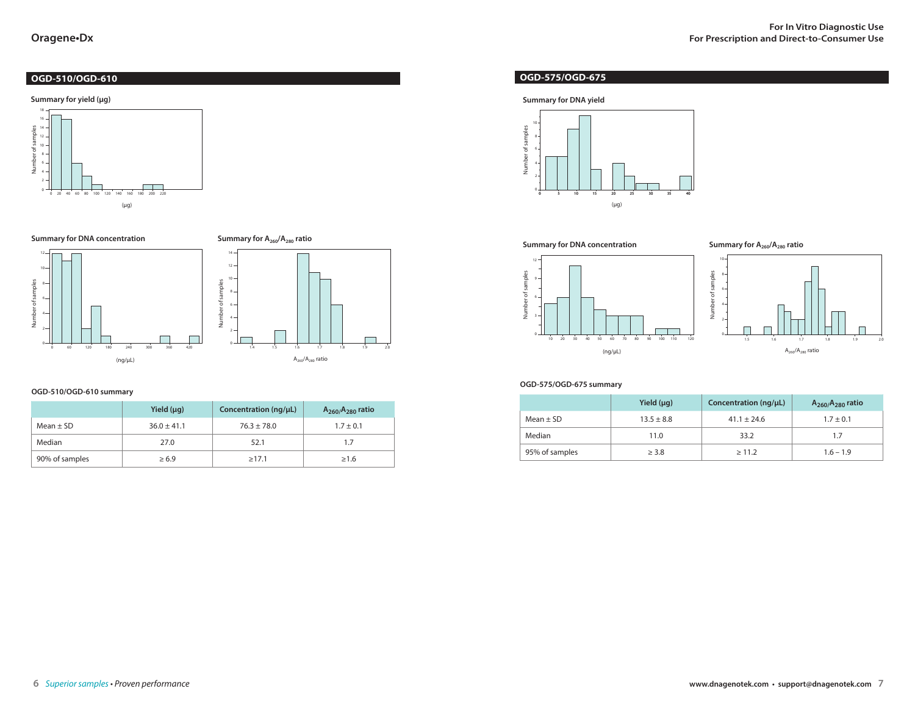Oragene•Dx

For In Vitro Diagnostic Use
For Prescription and Direct-to-Consumer Use

## OGD-510/OGD-610

### Summary for yield (µg)

Number of samples
0 2 4 6 8 10 12 14 16 18
0 20 40 60 80 100 120 140 160 180 200 220
(µg)

### Summary for DNA concentration

Number of samples
0 2 4 6 8 10 12
0 60 120 180 240 300 360 420
(ng/µL)

### Summary for $A_{260}/A_{280}$ ratio

Number of samples
0 2 4 6 8 10 12 14
1.4 1.5 1.6 1.7 1.8 1.9 2.0
$A_{260}/A_{280}$ ratio

### OGD-510/OGD-610 summary

| | Yield (µg) | Concentration (ng/µL) | $A_{260}/A_{280}$ ratio |
|---|---|---|---|
| Mean ± SD | 36.0 ± 41.1 | 76.3 ± 78.0 | 1.7 ± 0.1 |
| Median | 27.0 | 52.1 | 1.7 |
| 90% of samples | ≥ 6.9 | ≥17.1 | ≥1.6 |

## OGD-575/OGD-675

### Summary for DNA yield

Number of samples
0 2 4 6 8 10
0 5 10 15 20 25 30 35 40
(µg)

### Summary for DNA concentration

Number of samples
0 3 6 9 12
10 20 30 40 50 60 70 80 90 100 110 120
(ng/µL)

### Summary for $A_{260}/A_{280}$ ratio

Number of samples
0 2 4 6 8 10
1.5 1.6 1.7 1.8 1.9 2.0
$A_{260}/A_{280}$ ratio

### OGD-575/OGD-675 summary

| | Yield (µg) | Concentration (ng/µL) | $A_{260}/A_{280}$ ratio |
|---|---|---|---|
| Mean ± SD | 13.5 ± 8.8 | 41.1 ± 24.6 | 1.7 ± 0.1 |
| Median | 11.0 | 33.2 | 1.7 |
| 95% of samples | ≥ 3.8 | ≥ 11.2 | 1.6 – 1.9 |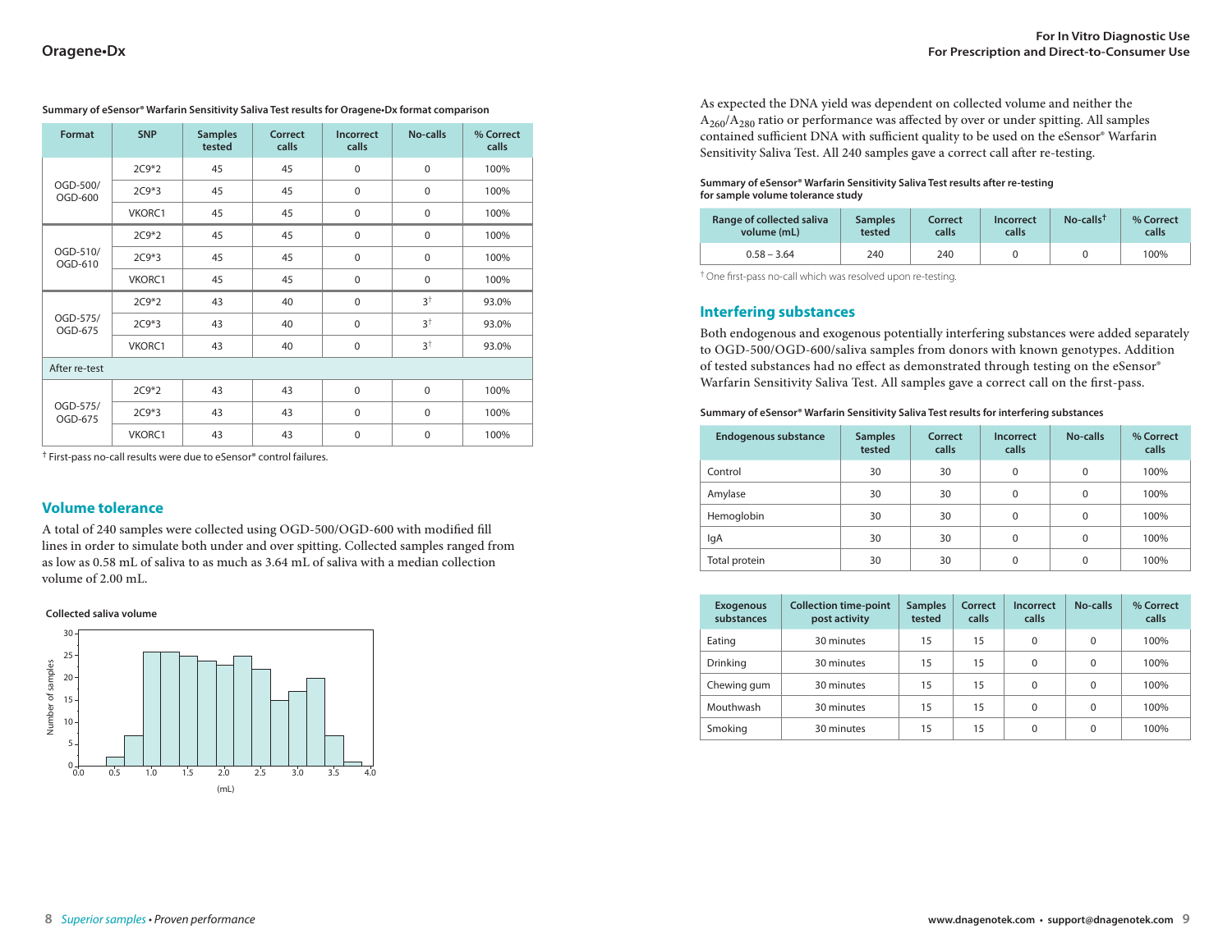**Summary of eSensor® Warfarin Sensitivity Saliva Test results for Oragene•Dx format comparison**

| Format | SNP | Samples tested | Correct calls | Incorrect calls | No-calls | % Correct calls |
|---|---|---|---|---|---|---|
| OGD-500/ OGD-600 | 2C9*2 | 45 | 45 | 0 | 0 | 100% |
| | 2C9*3 | 45 | 45 | 0 | 0 | 100% |
| | VKORC1 | 45 | 45 | 0 | 0 | 100% |
| OGD-510/ OGD-610 | 2C9*2 | 45 | 45 | 0 | 0 | 100% |
| | 2C9*3 | 45 | 45 | 0 | 0 | 100% |
| | VKORC1 | 45 | 45 | 0 | 0 | 100% |
| OGD-575/ OGD-675 | 2C9*2 | 43 | 40 | 0 | 3† | 93.0% |
| | 2C9*3 | 43 | 40 | 0 | 3† | 93.0% |
| | VKORC1 | 43 | 40 | 0 | 3† | 93.0% |
| After re-test | | | | | | |
| OGD-575/ OGD-675 | 2C9*2 | 43 | 43 | 0 | 0 | 100% |
| | 2C9*3 | 43 | 43 | 0 | 0 | 100% |
| | VKORC1 | 43 | 43 | 0 | 0 | 100% |

† First-pass no-call results were due to eSensor® control failures.

## Volume tolerance

A total of 240 samples were collected using OGD-500/OGD-600 with modified fill lines in order to simulate both under and over spitting. Collected samples ranged from as low as 0.58 mL of saliva to as much as 3.64 mL of saliva with a median collection volume of 2.00 mL.

Collected saliva volume

Number of samples

0
5
10
15
20
25
30

0.0
0.5
1.0
1.5
2.0
2.5
3.0
3.5
4.0

(mL)

As expected the DNA yield was dependent on collected volume and neither the $A_{260}/A_{280}$ ratio or performance was affected by over or under spitting. All samples contained sufficient DNA with sufficient quality to be used on the eSensor® Warfarin Sensitivity Saliva Test. All 240 samples gave a correct call after re-testing.

**Summary of eSensor® Warfarin Sensitivity Saliva Test results after re-testing for sample volume tolerance study**

| Range of collected saliva volume (mL) | Samples tested | Correct calls | Incorrect calls | No-calls† | % Correct calls |
|---|---|---|---|---|---|
| 0.58 – 3.64 | 240 | 240 | 0 | 0 | 100% |

† One first-pass no-call which was resolved upon re-testing.

## Interfering substances

Both endogenous and exogenous potentially interfering substances were added separately to OGD-500/OGD-600/saliva samples from donors with known genotypes. Addition of tested substances had no effect as demonstrated through testing on the eSensor® Warfarin Sensitivity Saliva Test. All samples gave a correct call on the first-pass.

**Summary of eSensor® Warfarin Sensitivity Saliva Test results for interfering substances**

| Endogenous substance | Samples tested | Correct calls | Incorrect calls | No-calls | % Correct calls |
|---|---|---|---|---|---|
| Control | 30 | 30 | 0 | 0 | 100% |
| Amylase | 30 | 30 | 0 | 0 | 100% |
| Hemoglobin | 30 | 30 | 0 | 0 | 100% |
| IgA | 30 | 30 | 0 | 0 | 100% |
| Total protein | 30 | 30 | 0 | 0 | 100% |

| Exogenous substances | Collection time-point post activity | Samples tested | Correct calls | Incorrect calls | No-calls | % Correct calls |
|---|---|---|---|---|---|---|
| Eating | 30 minutes | 15 | 15 | 0 | 0 | 100% |
| Drinking | 30 minutes | 15 | 15 | 0 | 0 | 100% |
| Chewing gum | 30 minutes | 15 | 15 | 0 | 0 | 100% |
| Mouthwash | 30 minutes | 15 | 15 | 0 | 0 | 100% |
| Smoking | 30 minutes | 15 | 15 | 0 | 0 | 100% |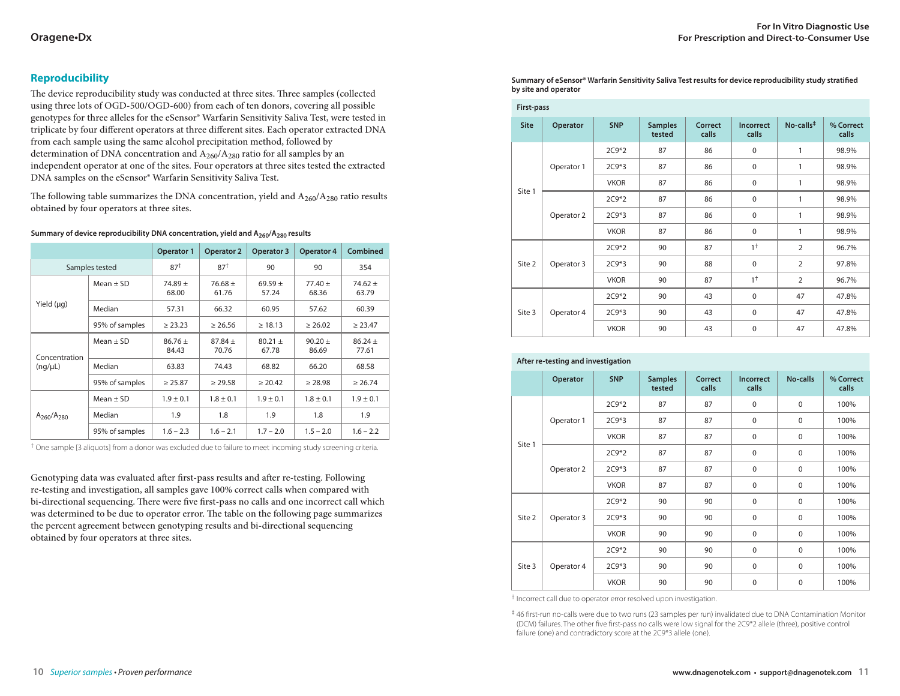## Reproducibility

The device reproducibility study was conducted at three sites. Three samples (collected using three lots of OGD-500/OGD-600) from each of ten donors, covering all possible genotypes for three alleles for the eSensor® Warfarin Sensitivity Saliva Test, were tested in triplicate by four different operators at three different sites. Each operator extracted DNA from each sample using the same alcohol precipitation method, followed by determination of DNA concentration and $A_{260}/A_{280}$ ratio for all samples by an independent operator at one of the sites. Four operators at three sites tested the extracted DNA samples on the eSensor® Warfarin Sensitivity Saliva Test.

The following table summarizes the DNA concentration, yield and $A_{260}/A_{280}$ ratio results obtained by four operators at three sites.

**Summary of device reproducibility DNA concentration, yield and $A_{260}/A_{280}$ results**

| | | Operator 1 | Operator 2 | Operator 3 | Operator 4 | Combined |
|---|---|---|---|---|---|---|
| Samples tested | | 87† | 87† | 90 | 90 | 354 |
| Yield (µg) | Mean ± SD | 74.89 ± 68.00 | 76.68 ± 61.76 | 69.59 ± 57.24 | 77.40 ± 68.36 | 74.62 ± 63.79 |
| | Median | 57.31 | 66.32 | 60.95 | 57.62 | 60.39 |
| | 95% of samples | ≥ 23.23 | ≥ 26.56 | ≥ 18.13 | ≥ 26.02 | ≥ 23.47 |
| Concentration (ng/µL) | Mean ± SD | 86.76 ± 84.43 | 87.84 ± 70.76 | 80.21 ± 67.78 | 90.20 ± 86.69 | 86.24 ± 77.61 |
| | Median | 63.83 | 74.43 | 68.82 | 66.20 | 68.58 |
| | 95% of samples | ≥ 25.87 | ≥ 29.58 | ≥ 20.42 | ≥ 28.98 | ≥ 26.74 |
| $A_{260}/A_{280}$ | Mean ± SD | 1.9 ± 0.1 | 1.8 ± 0.1 | 1.9 ± 0.1 | 1.8 ± 0.1 | 1.9 ± 0.1 |
| | Median | 1.9 | 1.8 | 1.9 | 1.8 | 1.9 |
| | 95% of samples | 1.6 – 2.3 | 1.6 – 2.1 | 1.7 – 2.0 | 1.5 – 2.0 | 1.6 – 2.2 |

† One sample [3 aliquots] from a donor was excluded due to failure to meet incoming study screening criteria.

Genotyping data was evaluated after first-pass results and after re-testing. Following re-testing and investigation, all samples gave 100% correct calls when compared with bi-directional sequencing. There were five first-pass no calls and one incorrect call which was determined to be due to operator error. The table on the following page summarizes the percent agreement between genotyping results and bi-directional sequencing obtained by four operators at three sites.

**Summary of eSensor® Warfarin Sensitivity Saliva Test results for device reproducibility study stratified by site and operator**

**First-pass**

| Site | Operator | SNP | Samples tested | Correct calls | Incorrect calls | No-calls‡ | % Correct calls |
|---|---|---|---|---|---|---|---|
| Site 1 | Operator 1 | 2C9*2 | 87 | 86 | 0 | 1 | 98.9% |
| | | 2C9*3 | 87 | 86 | 0 | 1 | 98.9% |
| | | VKOR | 87 | 86 | 0 | 1 | 98.9% |
| | Operator 2 | 2C9*2 | 87 | 86 | 0 | 1 | 98.9% |
| | | 2C9*3 | 87 | 86 | 0 | 1 | 98.9% |
| | | VKOR | 87 | 86 | 0 | 1 | 98.9% |
| Site 2 | Operator 3 | 2C9*2 | 90 | 87 | 1† | 2 | 96.7% |
| | | 2C9*3 | 90 | 88 | 0 | 2 | 97.8% |
| | | VKOR | 90 | 87 | 1† | 2 | 96.7% |
| Site 3 | Operator 4 | 2C9*2 | 90 | 43 | 0 | 47 | 47.8% |
| | | 2C9*3 | 90 | 43 | 0 | 47 | 47.8% |
| | | VKOR | 90 | 43 | 0 | 47 | 47.8% |

**After re-testing and investigation**

| | Operator | SNP | Samples tested | Correct calls | Incorrect calls | No-calls | % Correct calls |
|---|---|---|---|---|---|---|---|
| Site 1 | Operator 1 | 2C9*2 | 87 | 87 | 0 | 0 | 100% |
| | | 2C9*3 | 87 | 87 | 0 | 0 | 100% |
| | | VKOR | 87 | 87 | 0 | 0 | 100% |
| | Operator 2 | 2C9*2 | 87 | 87 | 0 | 0 | 100% |
| | | 2C9*3 | 87 | 87 | 0 | 0 | 100% |
| | | VKOR | 87 | 87 | 0 | 0 | 100% |
| Site 2 | Operator 3 | 2C9*2 | 90 | 90 | 0 | 0 | 100% |
| | | 2C9*3 | 90 | 90 | 0 | 0 | 100% |
| | | VKOR | 90 | 90 | 0 | 0 | 100% |
| Site 3 | Operator 4 | 2C9*2 | 90 | 90 | 0 | 0 | 100% |
| | | 2C9*3 | 90 | 90 | 0 | 0 | 100% |
| | | VKOR | 90 | 90 | 0 | 0 | 100% |

† Incorrect call due to operator error resolved upon investigation.

‡ 46 first-run no-calls were due to two runs (23 samples per run) invalidated due to DNA Contamination Monitor (DCM) failures. The other five first-pass no calls were low signal for the 2C9*2 allele (three), positive control failure (one) and contradictory score at the 2C9*3 allele (one).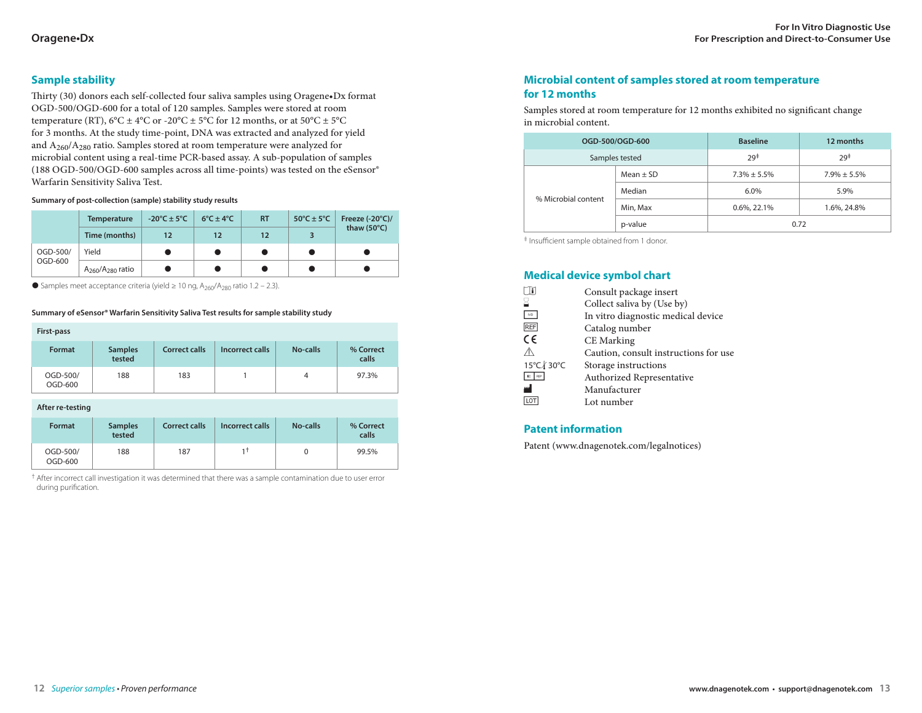## Sample stability

Thirty (30) donors each self-collected four saliva samples using Oragene•Dx format OGD-500/OGD-600 for a total of 120 samples. Samples were stored at room temperature (RT), 6°C ± 4°C or -20°C ± 5°C for 12 months, or at 50°C ± 5°C for 3 months. At the study time-point, DNA was extracted and analyzed for yield and $A_{260}/A_{280}$ ratio. Samples stored at room temperature were analyzed for microbial content using a real-time PCR-based assay. A sub-population of samples (188 OGD-500/OGD-600 samples across all time-points) was tested on the eSensor® Warfarin Sensitivity Saliva Test.

**Summary of post-collection (sample) stability study results**

| | Temperature | -20°C ± 5°C | 6°C ± 4°C | RT | 50°C ± 5°C | Freeze (-20°C)/ thaw (50°C) |
|---|---|---|---|---|---|---|
| | Time (months) | 12 | 12 | 12 | 3 | |
| OGD-500/ OGD-600 | Yield | ● | ● | ● | ● | ● |
| | $A_{260}/A_{280}$ ratio | ● | ● | ● | ● | ● |

● Samples meet acceptance criteria (yield ≥ 10 ng, $A_{260}/A_{280}$ ratio 1.2 – 2.3).

**Summary of eSensor® Warfarin Sensitivity Saliva Test results for sample stability study**

**First-pass**

| Format | Samples tested | Correct calls | Incorrect calls | No-calls | % Correct calls |
|---|---|---|---|---|---|
| OGD-500/ OGD-600 | 188 | 183 | 1 | 4 | 97.3% |

**After re-testing**

| Format | Samples tested | Correct calls | Incorrect calls | No-calls | % Correct calls |
|---|---|---|---|---|---|
| OGD-500/ OGD-600 | 188 | 187 | 1† | 0 | 99.5% |

† After incorrect call investigation it was determined that there was a sample contamination due to user error during purification.

## Microbial content of samples stored at room temperature for 12 months

Samples stored at room temperature for 12 months exhibited no significant change in microbial content.

| OGD-500/OGD-600 | | Baseline | 12 months |
|---|---|---|---|
| Samples tested | | 29‡ | 29‡ |
| % Microbial content | Mean ± SD | 7.3% ± 5.5% | 7.9% ± 5.5% |
| | Median | 6.0% | 5.9% |
| | Min, Max | 0.6%, 22.1% | 1.6%, 24.8% |
| | p-value | 0.72 | |

‡ Insufficient sample obtained from 1 donor.

## Medical device symbol chart

| | |
|---|---|
| | Consult package insert |
| | Collect saliva by (Use by) |
| IVD | In vitro diagnostic medical device |
| REF | Catalog number |
| CE | CE Marking |
| ⚠ | Caution, consult instructions for use |
| 15°C – 30°C | Storage instructions |
| EC REP | Authorized Representative |
| | Manufacturer |
| LOT | Lot number |

## Patent information

Patent (www.dnagenotek.com/legalnotices)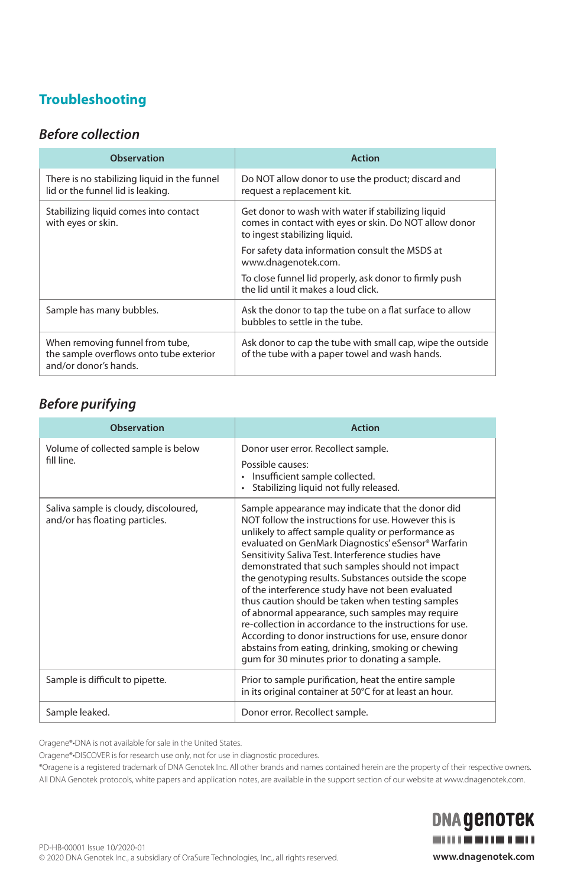## Troubleshooting

### *Before collection*

| Observation | Action |
| --- | --- |
| There is no stabilizing liquid in the funnel lid or the funnel lid is leaking. | Do NOT allow donor to use the product; discard and request a replacement kit. |
| Stabilizing liquid comes into contact with eyes or skin. | Get donor to wash with water if stabilizing liquid comes in contact with eyes or skin. Do NOT allow donor to ingest stabilizing liquid.<br><br>For safety data information consult the MSDS at www.dnagenotek.com.<br><br>To close funnel lid properly, ask donor to firmly push the lid until it makes a loud click. |
| Sample has many bubbles. | Ask the donor to tap the tube on a flat surface to allow bubbles to settle in the tube. |
| When removing funnel from tube, the sample overflows onto tube exterior and/or donor's hands. | Ask donor to cap the tube with small cap, wipe the outside of the tube with a paper towel and wash hands. |

### *Before purifying*

| Observation | Action |
| --- | --- |
| Volume of collected sample is below fill line. | Donor user error. Recollect sample.<br><br>Possible causes:<br>• Insufficient sample collected.<br>• Stabilizing liquid not fully released. |
| Saliva sample is cloudy, discoloured, and/or has floating particles. | Sample appearance may indicate that the donor did NOT follow the instructions for use. However this is unlikely to affect sample quality or performance as evaluated on GenMark Diagnostics' eSensor® Warfarin Sensitivity Saliva Test. Interference studies have demonstrated that such samples should not impact the genotyping results. Substances outside the scope of the interference study have not been evaluated thus caution should be taken when testing samples of abnormal appearance, such samples may require re-collection in accordance to the instructions for use. According to donor instructions for use, ensure donor abstains from eating, drinking, smoking or chewing gum for 30 minutes prior to donating a sample. |
| Sample is difficult to pipette. | Prior to sample purification, heat the entire sample in its original container at 50°C for at least an hour. |
| Sample leaked. | Donor error. Recollect sample. |

Oragene®•DNA is not available for sale in the United States.

Oragene®•DISCOVER is for research use only, not for use in diagnostic procedures.

®Oragene is a registered trademark of DNA Genotek Inc. All other brands and names contained herein are the property of their respective owners.

All DNA Genotek protocols, white papers and application notes, are available in the support section of our website at www.dnagenotek.com.

PD-HB-00001 Issue 10/2020-01

© 2020 DNA Genotek Inc., a subsidiary of OraSure Technologies, Inc., all rights reserved.

DNA genotek

www.dnagenotek.com